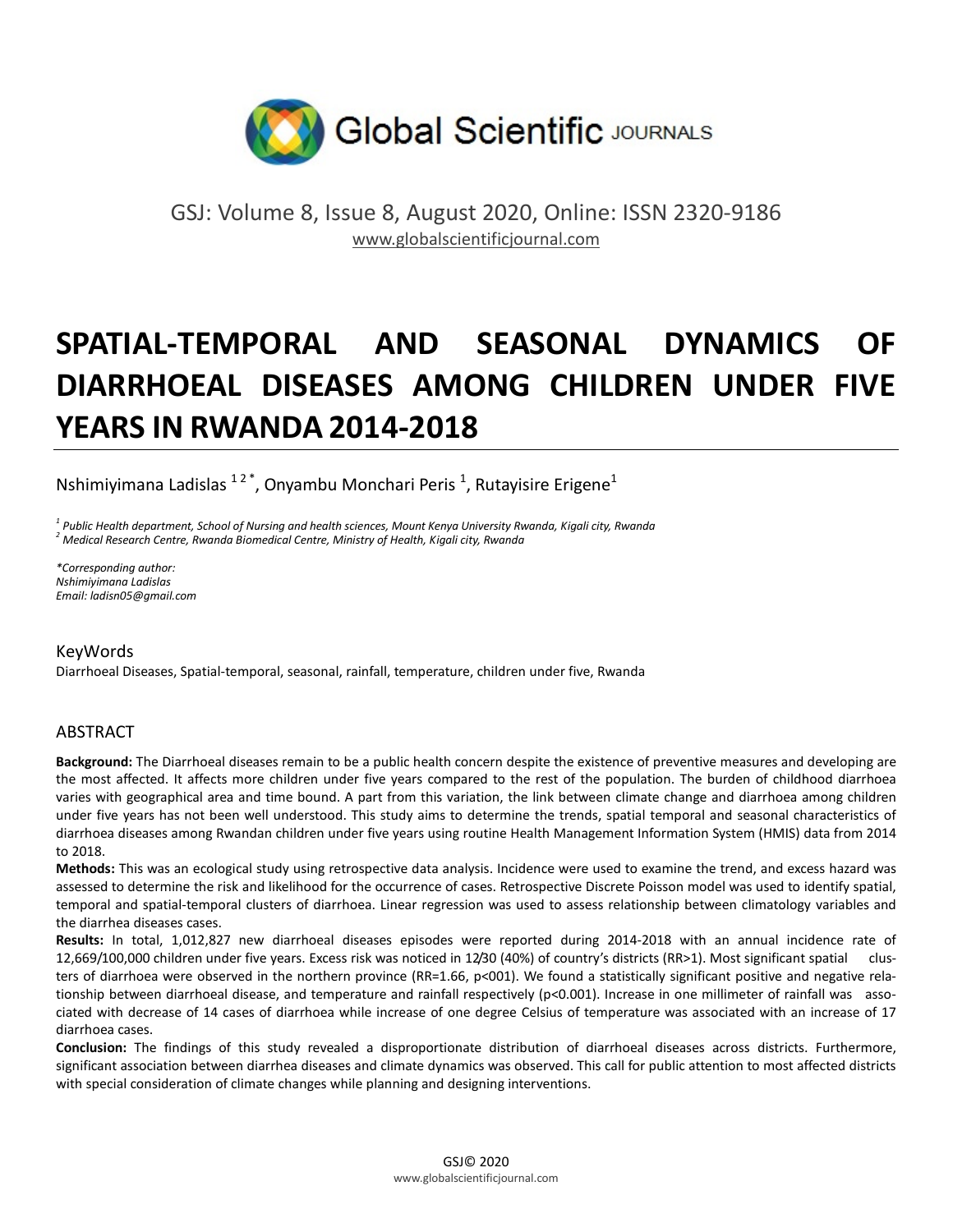# SPATIAL-TEMPORAL AND SEASONAL DYNAMICS OF DIARRHOEAL DISEASES AMONG CHILDREN UNDER FIVE YEARS IN RWANDA 2014-2018

Nshimiyimana Ladislas [1 2 *], Onyambu Monchari Peris [1], Rutayisire Erigene[1]

*[1] Public Health department, School of Nursing and health sciences, Mount Kenya University Rwanda, Kigali city, Rwanda*
*[2] Medical Research Centre, Rwanda Biomedical Centre, Ministry of Health, Kigali city, Rwanda*

*\*Corresponding author:*
*Nshimiyimana Ladislas*
*Email: ladisn05@gmail.com*

## KeyWords

Diarrhoeal Diseases, Spatial-temporal, seasonal, rainfall, temperature, children under five, Rwanda

## ABSTRACT

**Background:** The Diarrhoeal diseases remain to be a public health concern despite the existence of preventive measures and developing are the most affected. It affects more children under five years compared to the rest of the population. The burden of childhood diarrhoea varies with geographical area and time bound. A part from this variation, the link between climate change and diarrhoea among children under five years has not been well understood. This study aims to determine the trends, spatial temporal and seasonal characteristics of diarrhoea diseases among Rwandan children under five years using routine Health Management Information System (HMIS) data from 2014 to 2018.

**Methods:** This was an ecological study using retrospective data analysis. Incidence were used to examine the trend, and excess hazard was assessed to determine the risk and likelihood for the occurrence of cases. Retrospective Discrete Poisson model was used to identify spatial, temporal and spatial-temporal clusters of diarrhoea. Linear regression was used to assess relationship between climatology variables and the diarrhea diseases cases.

**Results:** In total, 1,012,827 new diarrhoeal diseases episodes were reported during 2014-2018 with an annual incidence rate of 12,669/100,000 children under five years. Excess risk was noticed in 12/30 (40%) of country's districts (RR>1). Most significant spatial clusters of diarrhoea were observed in the northern province (RR=1.66, p<001). We found a statistically significant positive and negative relationship between diarrhoeal disease, and temperature and rainfall respectively (p<0.001). Increase in one millimeter of rainfall was associated with decrease of 14 cases of diarrhoea while increase of one degree Celsius of temperature was associated with an increase of 17 diarrhoea cases.

**Conclusion:** The findings of this study revealed a disproportionate distribution of diarrhoeal diseases across districts. Furthermore, significant association between diarrhea diseases and climate dynamics was observed. This call for public attention to most affected districts with special consideration of climate changes while planning and designing interventions.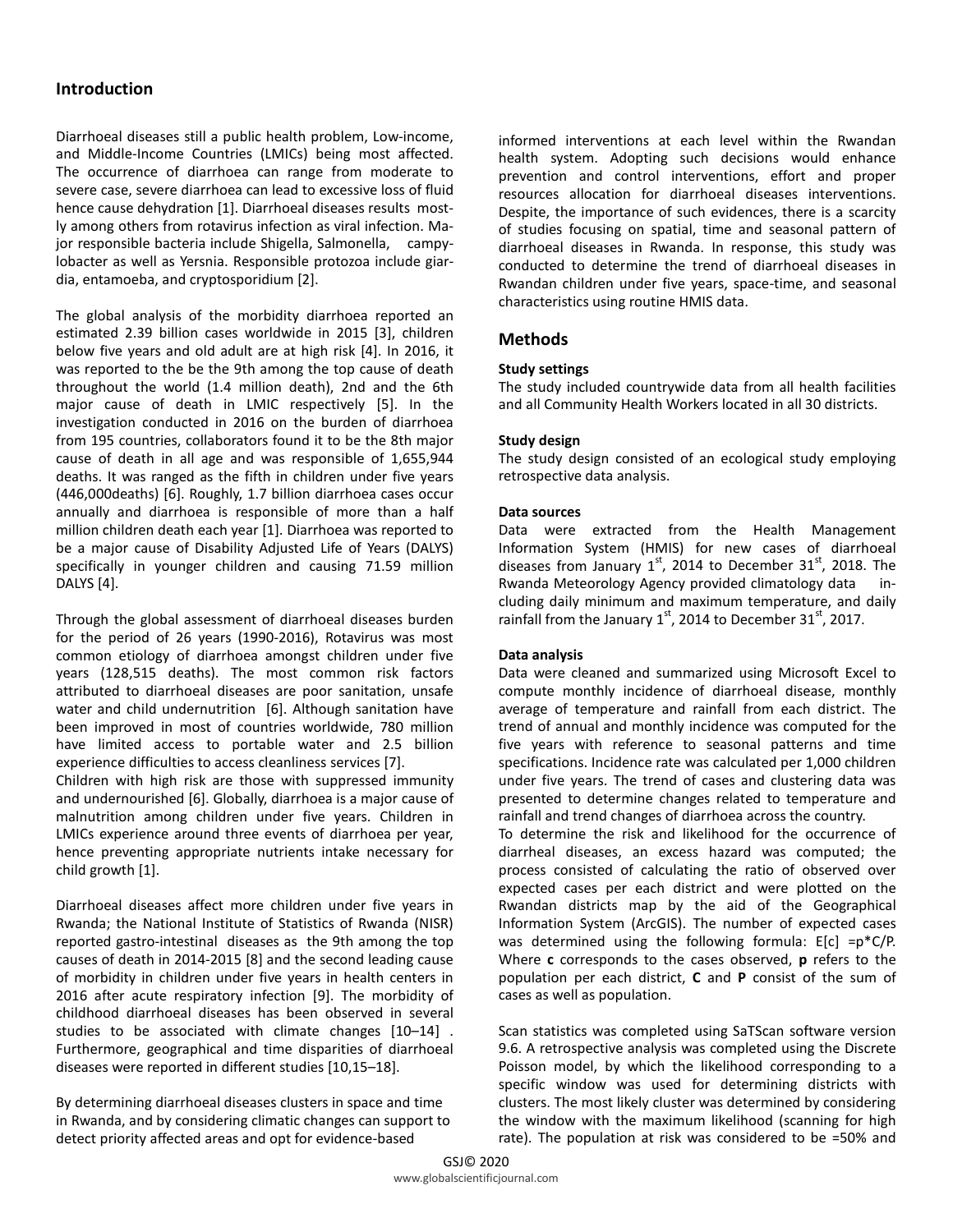## Introduction

Diarrhoeal diseases still a public health problem, Low-income, and Middle-Income Countries (LMICs) being most affected. The occurrence of diarrhoea can range from moderate to severe case, severe diarrhoea can lead to excessive loss of fluid hence cause dehydration [1]. Diarrhoeal diseases results mostly among others from rotavirus infection as viral infection. Major responsible bacteria include Shigella, Salmonella, campylobacter as well as Yersnia. Responsible protozoa include giardia, entamoeba, and cryptosporidium [2].

The global analysis of the morbidity diarrhoea reported an estimated 2.39 billion cases worldwide in 2015 [3], children below five years and old adult are at high risk [4]. In 2016, it was reported to the be the 9th among the top cause of death throughout the world (1.4 million death), 2nd and the 6th major cause of death in LMIC respectively [5]. In the investigation conducted in 2016 on the burden of diarrhoea from 195 countries, collaborators found it to be the 8th major cause of death in all age and was responsible of 1,655,944 deaths. It was ranged as the fifth in children under five years (446,000deaths) [6]. Roughly, 1.7 billion diarrhoea cases occur annually and diarrhoea is responsible of more than a half million children death each year [1]. Diarrhoea was reported to be a major cause of Disability Adjusted Life of Years (DALYS) specifically in younger children and causing 71.59 million DALYS [4].

Through the global assessment of diarrhoeal diseases burden for the period of 26 years (1990-2016), Rotavirus was most common etiology of diarrhoea amongst children under five years (128,515 deaths). The most common risk factors attributed to diarrhoeal diseases are poor sanitation, unsafe water and child undernutrition [6]. Although sanitation have been improved in most of countries worldwide, 780 million have limited access to portable water and 2.5 billion experience difficulties to access cleanliness services [7].
Children with high risk are those with suppressed immunity and undernourished [6]. Globally, diarrhoea is a major cause of malnutrition among children under five years. Children in LMICs experience around three events of diarrhoea per year, hence preventing appropriate nutrients intake necessary for child growth [1].

Diarrhoeal diseases affect more children under five years in Rwanda; the National Institute of Statistics of Rwanda (NISR) reported gastro-intestinal diseases as the 9th among the top causes of death in 2014-2015 [8] and the second leading cause of morbidity in children under five years in health centers in 2016 after acute respiratory infection [9]. The morbidity of childhood diarrhoeal diseases has been observed in several studies to be associated with climate changes [10–14] . Furthermore, geographical and time disparities of diarrhoeal diseases were reported in different studies [10,15–18].

By determining diarrhoeal diseases clusters in space and time in Rwanda, and by considering climatic changes can support to detect priority affected areas and opt for evidence-based informed interventions at each level within the Rwandan health system. Adopting such decisions would enhance prevention and control interventions, effort and proper resources allocation for diarrhoeal diseases interventions. Despite, the importance of such evidences, there is a scarcity of studies focusing on spatial, time and seasonal pattern of diarrhoeal diseases in Rwanda. In response, this study was conducted to determine the trend of diarrhoeal diseases in Rwandan children under five years, space-time, and seasonal characteristics using routine HMIS data.

## Methods

**Study settings**
The study included countrywide data from all health facilities and all Community Health Workers located in all 30 districts.

**Study design**
The study design consisted of an ecological study employing retrospective data analysis.

**Data sources**
Data were extracted from the Health Management Information System (HMIS) for new cases of diarrhoeal diseases from January 1st, 2014 to December 31st, 2018. The Rwanda Meteorology Agency provided climatology data including daily minimum and maximum temperature, and daily rainfall from the January 1st, 2014 to December 31st, 2017.

**Data analysis**
Data were cleaned and summarized using Microsoft Excel to compute monthly incidence of diarrhoeal disease, monthly average of temperature and rainfall from each district. The trend of annual and monthly incidence was computed for the five years with reference to seasonal patterns and time specifications. Incidence rate was calculated per 1,000 children under five years. The trend of cases and clustering data was presented to determine changes related to temperature and rainfall and trend changes of diarrhoea across the country.
To determine the risk and likelihood for the occurrence of diarrheal diseases, an excess hazard was computed; the process consisted of calculating the ratio of observed over expected cases per each district and were plotted on the Rwandan districts map by the aid of the Geographical Information System (ArcGIS). The number of expected cases was determined using the following formula: $E[c] = p*C/P$. Where **c** corresponds to the cases observed, **p** refers to the population per each district, **C** and **P** consist of the sum of cases as well as population.

Scan statistics was completed using SaTScan software version 9.6. A retrospective analysis was completed using the Discrete Poisson model, by which the likelihood corresponding to a specific window was used for determining districts with clusters. The most likely cluster was determined by considering the window with the maximum likelihood (scanning for high rate). The population at risk was considered to be =50% and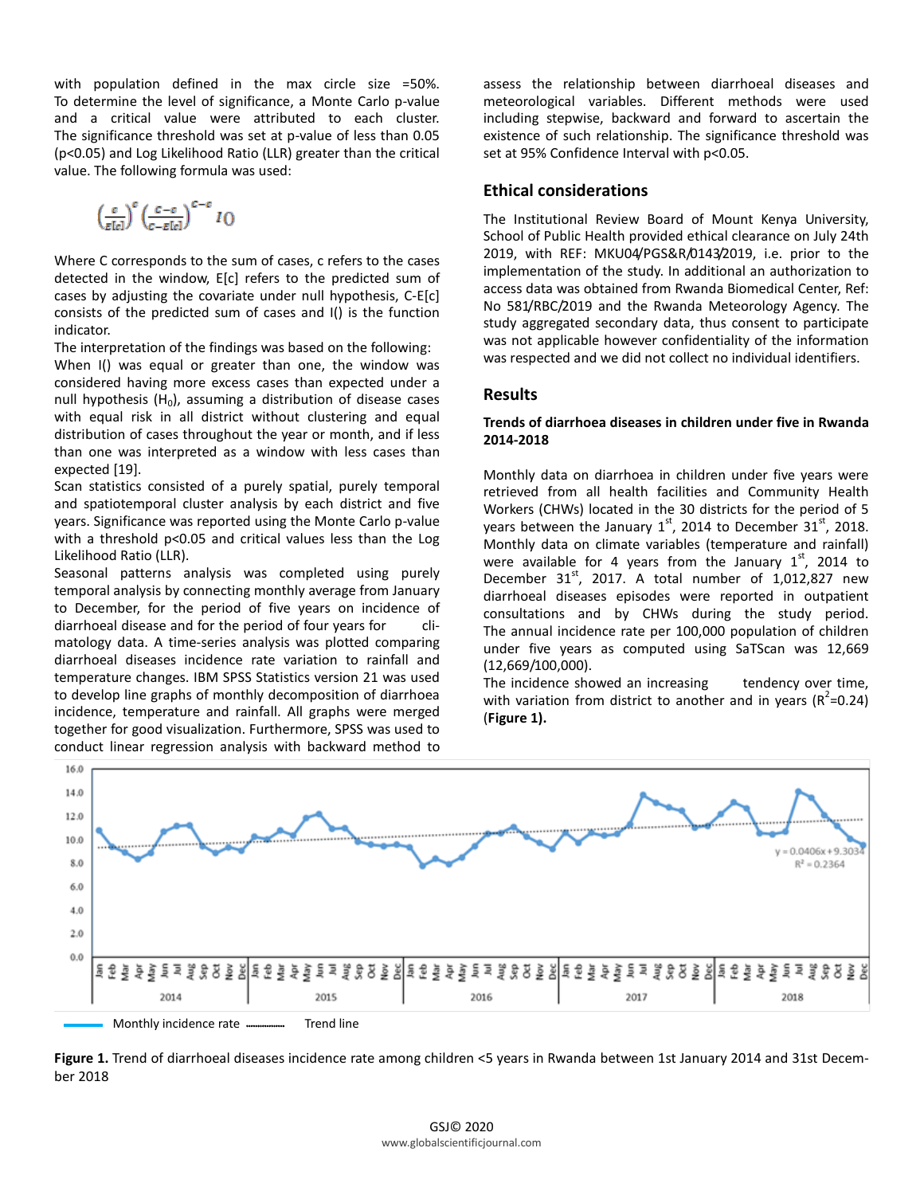with population defined in the max circle size =50%. To determine the level of significance, a Monte Carlo p-value and a critical value were attributed to each cluster. The significance threshold was set at p-value of less than 0.05 ($p<0.05$) and Log Likelihood Ratio (LLR) greater than the critical value. The following formula was used:

$$\left(\frac{c}{E[c]}\right)^{c}\left(\frac{C-c}{C-E[c]}\right)^{C-c} I()$$

Where C corresponds to the sum of cases, c refers to the cases detected in the window, E[c] refers to the predicted sum of cases by adjusting the covariate under null hypothesis, C-E[c] consists of the predicted sum of cases and I() is the function indicator.

The interpretation of the findings was based on the following:

When I() was equal or greater than one, the window was considered having more excess cases than expected under a null hypothesis ($H_0$), assuming a distribution of disease cases with equal risk in all district without clustering and equal distribution of cases throughout the year or month, and if less than one was interpreted as a window with less cases than expected [19].

Scan statistics consisted of a purely spatial, purely temporal and spatiotemporal cluster analysis by each district and five years. Significance was reported using the Monte Carlo p-value with a threshold $p<0.05$ and critical values less than the Log Likelihood Ratio (LLR).

Seasonal patterns analysis was completed using purely temporal analysis by connecting monthly average from January to December, for the period of five years on incidence of diarrhoeal disease and for the period of four years for climatology data. A time-series analysis was plotted comparing diarrhoeal diseases incidence rate variation to rainfall and temperature changes. IBM SPSS Statistics version 21 was used to develop line graphs of monthly decomposition of diarrhoea incidence, temperature and rainfall. All graphs were merged together for good visualization. Furthermore, SPSS was used to conduct linear regression analysis with backward method to assess the relationship between diarrhoeal diseases and meteorological variables. Different methods were used including stepwise, backward and forward to ascertain the existence of such relationship. The significance threshold was set at 95% Confidence Interval with $p<0.05$.

## Ethical considerations

The Institutional Review Board of Mount Kenya University, School of Public Health provided ethical clearance on July 24th 2019, with REF: MKU04/PGS&R/0143/2019, i.e. prior to the implementation of the study. In additional an authorization to access data was obtained from Rwanda Biomedical Center, Ref: No 581/RBC/2019 and the Rwanda Meteorology Agency. The study aggregated secondary data, thus consent to participate was not applicable however confidentiality of the information was respected and we did not collect no individual identifiers.

## Results

### Trends of diarrhoea diseases in children under five in Rwanda 2014-2018

Monthly data on diarrhoea in children under five years were retrieved from all health facilities and Community Health Workers (CHWs) located in the 30 districts for the period of 5 years between the January 1st, 2014 to December 31st, 2018. Monthly data on climate variables (temperature and rainfall) were available for 4 years from the January 1st, 2014 to December 31st, 2017. A total number of 1,012,827 new diarrhoeal diseases episodes were reported in outpatient consultations and by CHWs during the study period. The annual incidence rate per 100,000 population of children under five years as computed using SaTScan was 12,669 (12,669/100,000).

The incidence showed an increasing tendency over time, with variation from district to another and in years ($R^2$=0.24) (**Figure 1).**

16.0
14.0
12.0
10.0
8.0
6.0
4.0
2.0
0.0

Jan Feb Mar Apr May Jun Jul Aug Sep Oct Nov Dec (repeated for each year)

2014 2015 2016 2017 2018

y = 0.0406x + 9.3034
R² = 0.2364

Monthly incidence rate — Trend line

**Figure 1.** Trend of diarrhoeal diseases incidence rate among children <5 years in Rwanda between 1st January 2014 and 31st December 2018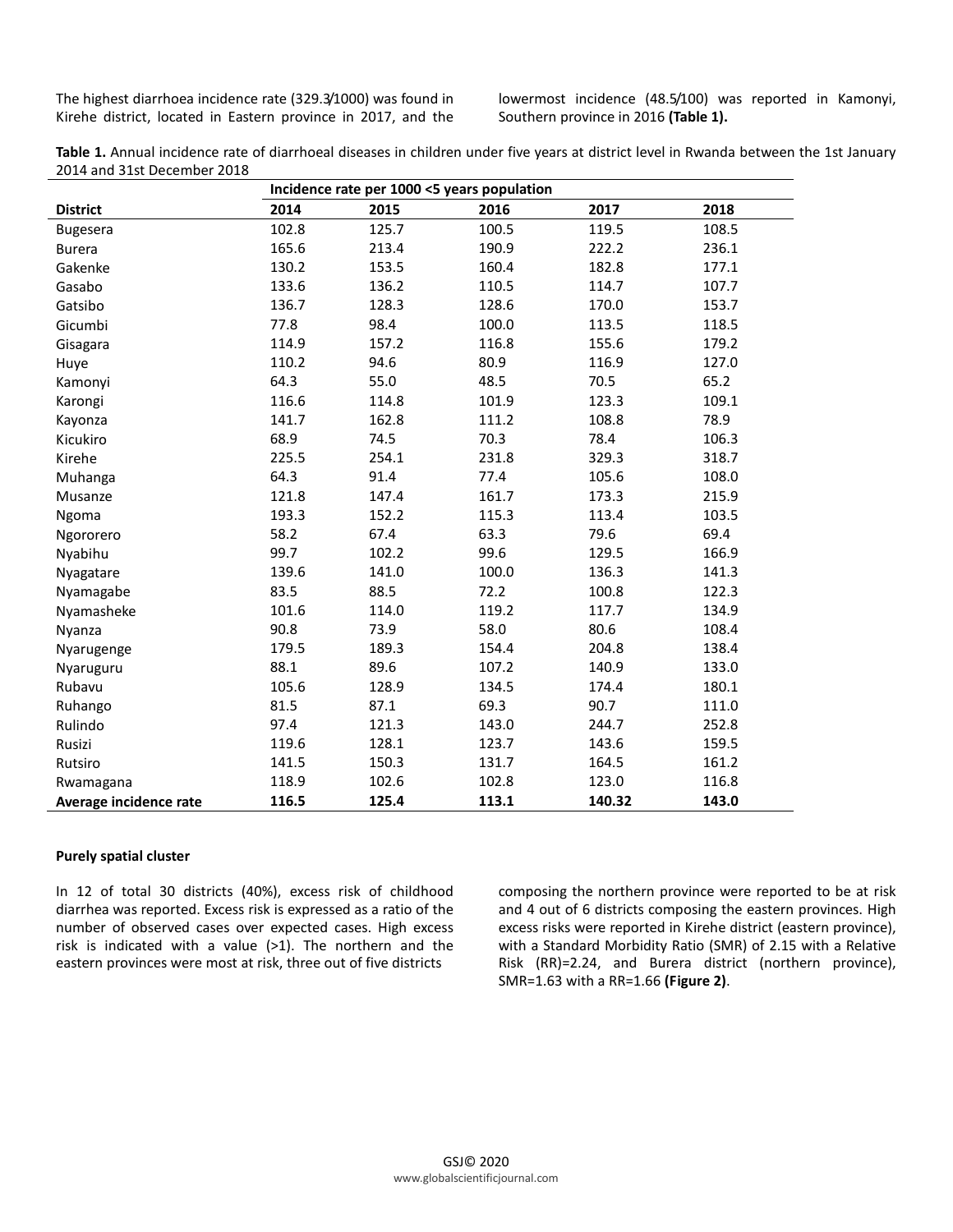The highest diarrhoea incidence rate (329.3/1000) was found in Kirehe district, located in Eastern province in 2017, and the lowermost incidence (48.5/100) was reported in Kamonyi, Southern province in 2016 **(Table 1).**

**Table 1.** Annual incidence rate of diarrhoeal diseases in children under five years at district level in Rwanda between the 1st January 2014 and 31st December 2018

| | **Incidence rate per 1000 <5 years population** | | | | |
|---|---|---|---|---|---|
| **District** | **2014** | **2015** | **2016** | **2017** | **2018** |
| Bugesera | 102.8 | 125.7 | 100.5 | 119.5 | 108.5 |
| Burera | 165.6 | 213.4 | 190.9 | 222.2 | 236.1 |
| Gakenke | 130.2 | 153.5 | 160.4 | 182.8 | 177.1 |
| Gasabo | 133.6 | 136.2 | 110.5 | 114.7 | 107.7 |
| Gatsibo | 136.7 | 128.3 | 128.6 | 170.0 | 153.7 |
| Gicumbi | 77.8 | 98.4 | 100.0 | 113.5 | 118.5 |
| Gisagara | 114.9 | 157.2 | 116.8 | 155.6 | 179.2 |
| Huye | 110.2 | 94.6 | 80.9 | 116.9 | 127.0 |
| Kamonyi | 64.3 | 55.0 | 48.5 | 70.5 | 65.2 |
| Karongi | 116.6 | 114.8 | 101.9 | 123.3 | 109.1 |
| Kayonza | 141.7 | 162.8 | 111.2 | 108.8 | 78.9 |
| Kicukiro | 68.9 | 74.5 | 70.3 | 78.4 | 106.3 |
| Kirehe | 225.5 | 254.1 | 231.8 | 329.3 | 318.7 |
| Muhanga | 64.3 | 91.4 | 77.4 | 105.6 | 108.0 |
| Musanze | 121.8 | 147.4 | 161.7 | 173.3 | 215.9 |
| Ngoma | 193.3 | 152.2 | 115.3 | 113.4 | 103.5 |
| Ngororero | 58.2 | 67.4 | 63.3 | 79.6 | 69.4 |
| Nyabihu | 99.7 | 102.2 | 99.6 | 129.5 | 166.9 |
| Nyagatare | 139.6 | 141.0 | 100.0 | 136.3 | 141.3 |
| Nyamagabe | 83.5 | 88.5 | 72.2 | 100.8 | 122.3 |
| Nyamasheke | 101.6 | 114.0 | 119.2 | 117.7 | 134.9 |
| Nyanza | 90.8 | 73.9 | 58.0 | 80.6 | 108.4 |
| Nyarugenge | 179.5 | 189.3 | 154.4 | 204.8 | 138.4 |
| Nyaruguru | 88.1 | 89.6 | 107.2 | 140.9 | 133.0 |
| Rubavu | 105.6 | 128.9 | 134.5 | 174.4 | 180.1 |
| Ruhango | 81.5 | 87.1 | 69.3 | 90.7 | 111.0 |
| Rulindo | 97.4 | 121.3 | 143.0 | 244.7 | 252.8 |
| Rusizi | 119.6 | 128.1 | 123.7 | 143.6 | 159.5 |
| Rutsiro | 141.5 | 150.3 | 131.7 | 164.5 | 161.2 |
| Rwamagana | 118.9 | 102.6 | 102.8 | 123.0 | 116.8 |
| **Average incidence rate** | **116.5** | **125.4** | **113.1** | **140.32** | **143.0** |

**Purely spatial cluster**

In 12 of total 30 districts (40%), excess risk of childhood diarrhea was reported. Excess risk is expressed as a ratio of the number of observed cases over expected cases. High excess risk is indicated with a value (>1). The northern and the eastern provinces were most at risk, three out of five districts composing the northern province were reported to be at risk and 4 out of 6 districts composing the eastern provinces. High excess risks were reported in Kirehe district (eastern province), with a Standard Morbidity Ratio (SMR) of 2.15 with a Relative Risk (RR)=2.24, and Burera district (northern province), SMR=1.63 with a RR=1.66 **(Figure 2)**.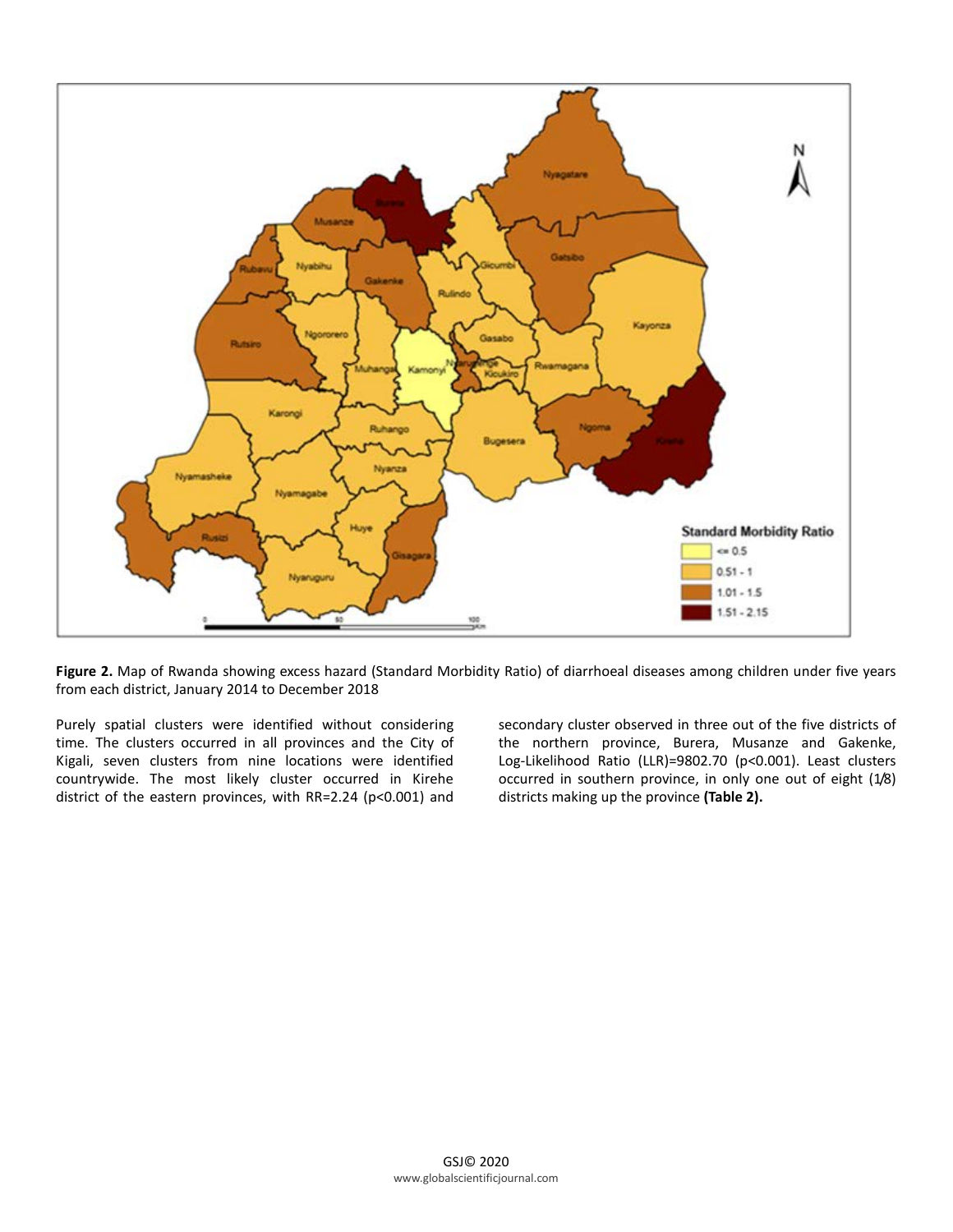**Figure 2.** Map of Rwanda showing excess hazard (Standard Morbidity Ratio) of diarrhoeal diseases among children under five years from each district, January 2014 to December 2018

Purely spatial clusters were identified without considering time. The clusters occurred in all provinces and the City of Kigali, seven clusters from nine locations were identified countrywide. The most likely cluster occurred in Kirehe district of the eastern provinces, with RR=2.24 (p<0.001) and secondary cluster observed in three out of the five districts of the northern province, Burera, Musanze and Gakenke, Log-Likelihood Ratio (LLR)=9802.70 (p<0.001). Least clusters occurred in southern province, in only one out of eight (1/8) districts making up the province **(Table 2).**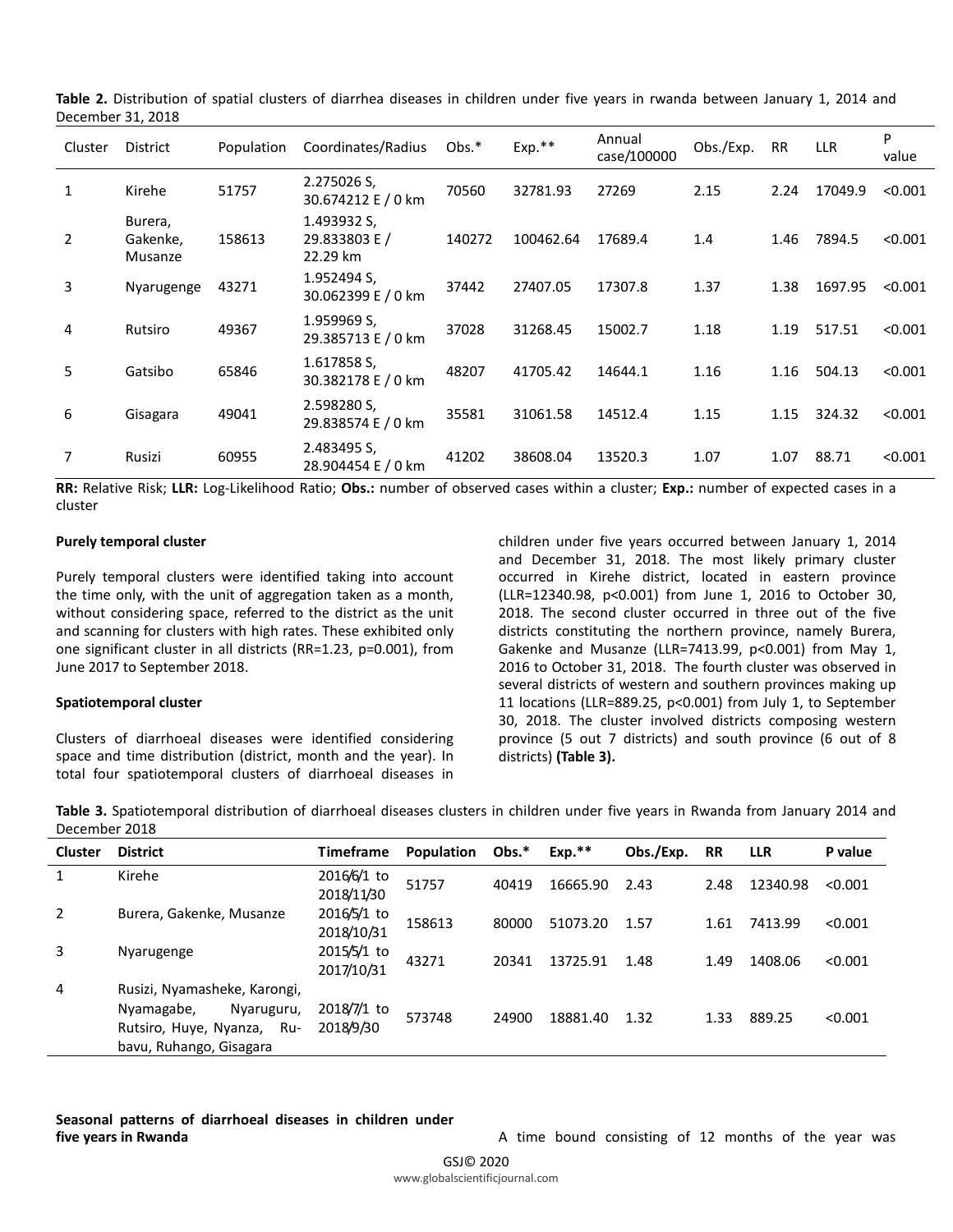**Table 2.** Distribution of spatial clusters of diarrhea diseases in children under five years in rwanda between January 1, 2014 and December 31, 2018

| Cluster | District | Population | Coordinates/Radius | Obs.* | Exp.** | Annual case/100000 | Obs./Exp. | RR | LLR | P value |
|---|---|---|---|---|---|---|---|---|---|---|
| 1 | Kirehe | 51757 | 2.275026 S, 30.674212 E / 0 km | 70560 | 32781.93 | 27269 | 2.15 | 2.24 | 17049.9 | <0.001 |
| 2 | Burera, Gakenke, Musanze | 158613 | 1.493932 S, 29.833803 E / 22.29 km | 140272 | 100462.64 | 17689.4 | 1.4 | 1.46 | 7894.5 | <0.001 |
| 3 | Nyarugenge | 43271 | 1.952494 S, 30.062399 E / 0 km | 37442 | 27407.05 | 17307.8 | 1.37 | 1.38 | 1697.95 | <0.001 |
| 4 | Rutsiro | 49367 | 1.959969 S, 29.385713 E / 0 km | 37028 | 31268.45 | 15002.7 | 1.18 | 1.19 | 517.51 | <0.001 |
| 5 | Gatsibo | 65846 | 1.617858 S, 30.382178 E / 0 km | 48207 | 41705.42 | 14644.1 | 1.16 | 1.16 | 504.13 | <0.001 |
| 6 | Gisagara | 49041 | 2.598280 S, 29.838574 E / 0 km | 35581 | 31061.58 | 14512.4 | 1.15 | 1.15 | 324.32 | <0.001 |
| 7 | Rusizi | 60955 | 2.483495 S, 28.904454 E / 0 km | 41202 | 38608.04 | 13520.3 | 1.07 | 1.07 | 88.71 | <0.001 |

**RR:** Relative Risk; **LLR:** Log-Likelihood Ratio; **Obs.:** number of observed cases within a cluster; **Exp.:** number of expected cases in a cluster

**Purely temporal cluster**

Purely temporal clusters were identified taking into account the time only, with the unit of aggregation taken as a month, without considering space, referred to the district as the unit and scanning for clusters with high rates. These exhibited only one significant cluster in all districts (RR=1.23, p=0.001), from June 2017 to September 2018.

**Spatiotemporal cluster**

Clusters of diarrhoeal diseases were identified considering space and time distribution (district, month and the year). In total four spatiotemporal clusters of diarrhoeal diseases in children under five years occurred between January 1, 2014 and December 31, 2018. The most likely primary cluster occurred in Kirehe district, located in eastern province (LLR=12340.98, p<0.001) from June 1, 2016 to October 30, 2018. The second cluster occurred in three out of the five districts constituting the northern province, namely Burera, Gakenke and Musanze (LLR=7413.99, p<0.001) from May 1, 2016 to October 31, 2018. The fourth cluster was observed in several districts of western and southern provinces making up 11 locations (LLR=889.25, p<0.001) from July 1, to September 30, 2018. The cluster involved districts composing western province (5 out 7 districts) and south province (6 out of 8 districts) **(Table 3).**

**Table 3.** Spatiotemporal distribution of diarrhoeal diseases clusters in children under five years in Rwanda from January 2014 and December 2018

| Cluster | District | Timeframe | Population | Obs.* | Exp.** | Obs./Exp. | RR | LLR | P value |
|---|---|---|---|---|---|---|---|---|---|
| 1 | Kirehe | 2016/6/1 to 2018/11/30 | 51757 | 40419 | 16665.90 | 2.43 | 2.48 | 12340.98 | <0.001 |
| 2 | Burera, Gakenke, Musanze | 2016/5/1 to 2018/10/31 | 158613 | 80000 | 51073.20 | 1.57 | 1.61 | 7413.99 | <0.001 |
| 3 | Nyarugenge | 2015/5/1 to 2017/10/31 | 43271 | 20341 | 13725.91 | 1.48 | 1.49 | 1408.06 | <0.001 |
| 4 | Rusizi, Nyamasheke, Karongi, Nyamagabe, Nyaruguru, Rutsiro, Huye, Nyanza, Ru-bavu, Ruhango, Gisagara | 2018/7/1 to 2018/9/30 | 573748 | 24900 | 18881.40 | 1.32 | 1.33 | 889.25 | <0.001 |

**Seasonal patterns of diarrhoeal diseases in children under five years in Rwanda**

A time bound consisting of 12 months of the year was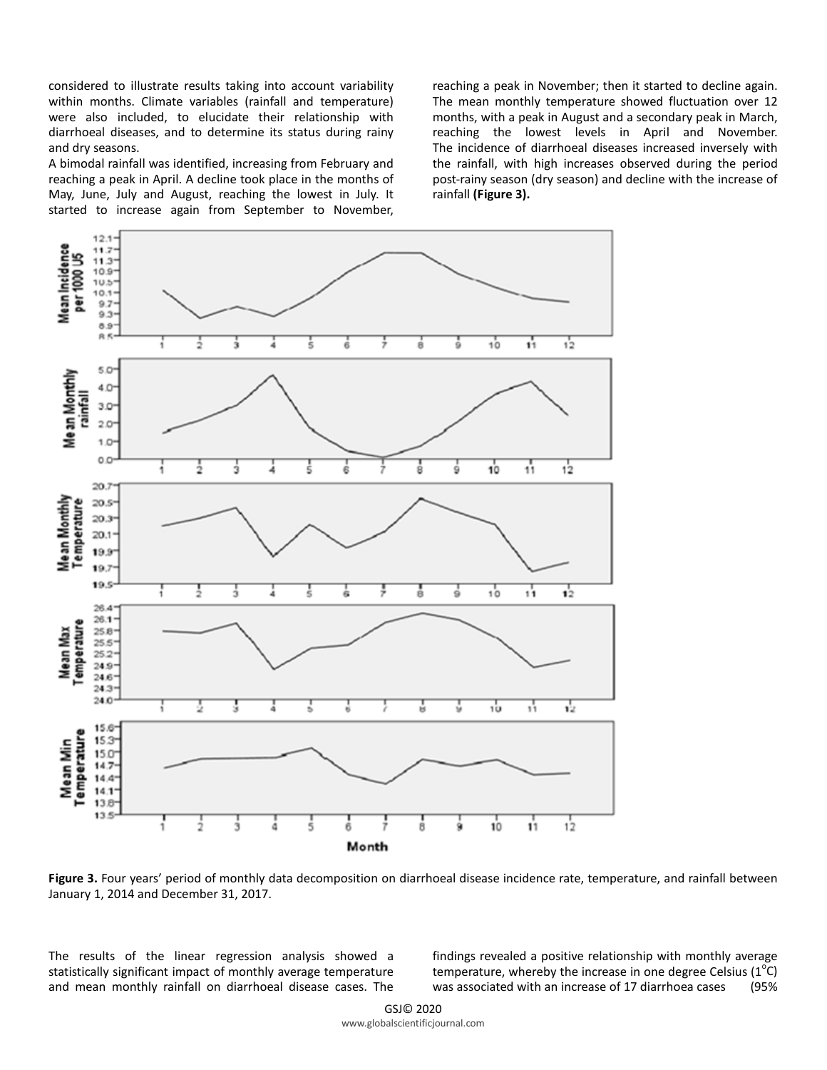considered to illustrate results taking into account variability within months. Climate variables (rainfall and temperature) were also included, to elucidate their relationship with diarrhoeal diseases, and to determine its status during rainy and dry seasons.

A bimodal rainfall was identified, increasing from February and reaching a peak in April. A decline took place in the months of May, June, July and August, reaching the lowest in July. It started to increase again from September to November, reaching a peak in November; then it started to decline again. The mean monthly temperature showed fluctuation over 12 months, with a peak in August and a secondary peak in March, reaching the lowest levels in April and November. The incidence of diarrhoeal diseases increased inversely with the rainfall, with high increases observed during the period post-rainy season (dry season) and decline with the increase of rainfall **(Figure 3).**

**Figure 3.** Four years' period of monthly data decomposition on diarrhoeal disease incidence rate, temperature, and rainfall between January 1, 2014 and December 31, 2017.

The results of the linear regression analysis showed a statistically significant impact of monthly average temperature and mean monthly rainfall on diarrhoeal disease cases. The findings revealed a positive relationship with monthly average temperature, whereby the increase in one degree Celsius ($1^{o}C$) was associated with an increase of 17 diarrhoea cases (95%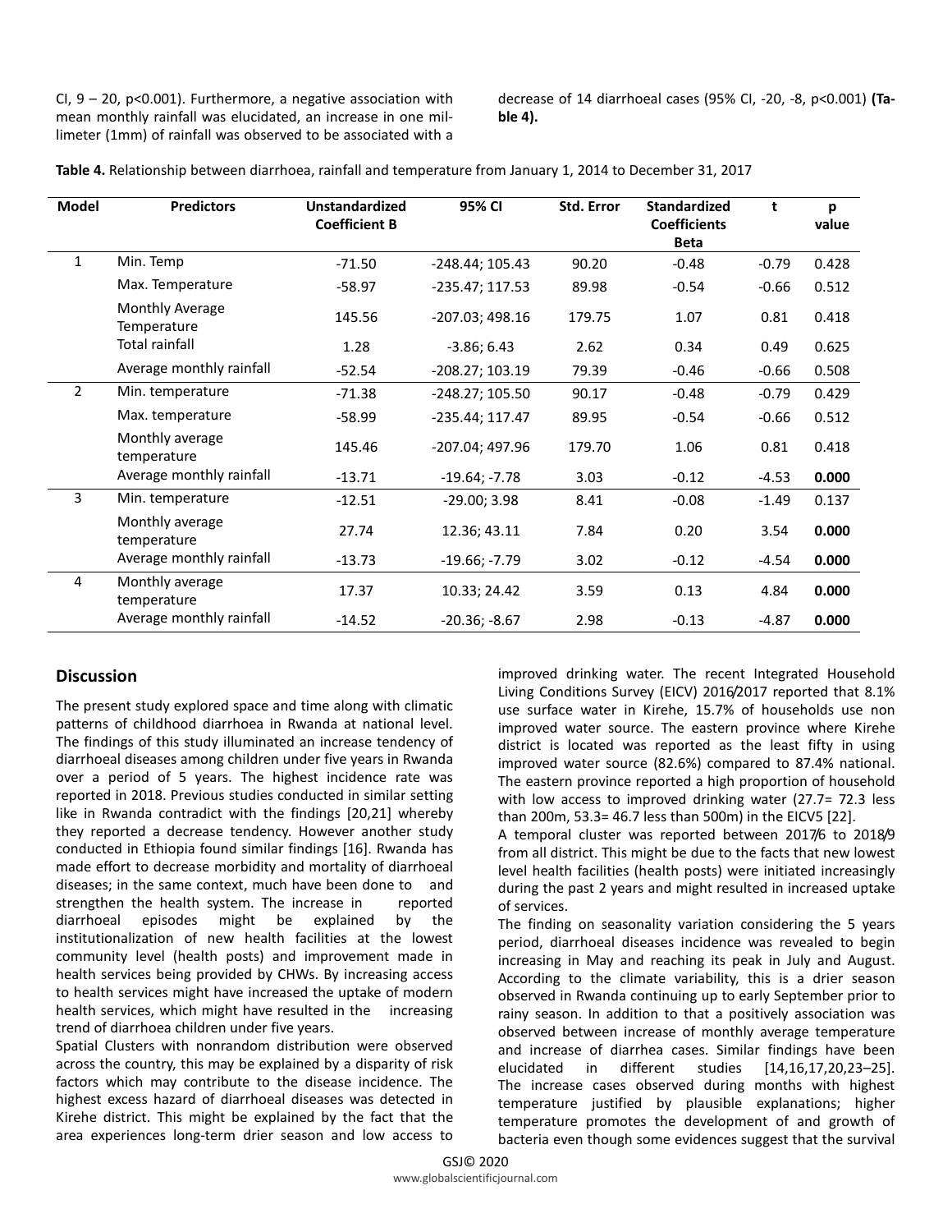CI, 9 – 20, p<0.001). Furthermore, a negative association with mean monthly rainfall was elucidated, an increase in one millimeter (1mm) of rainfall was observed to be associated with a decrease of 14 diarrhoeal cases (95% CI, -20, -8, p<0.001) **(Table 4).**

**Table 4.** Relationship between diarrhoea, rainfall and temperature from January 1, 2014 to December 31, 2017

| Model | Predictors | Unstandardized Coefficient B | 95% CI | Std. Error | Standardized Coefficients Beta | t | p value |
|---|---|---|---|---|---|---|---|
| 1 | Min. Temp | -71.50 | -248.44; 105.43 | 90.20 | -0.48 | -0.79 | 0.428 |
| | Max. Temperature | -58.97 | -235.47; 117.53 | 89.98 | -0.54 | -0.66 | 0.512 |
| | Monthly Average Temperature | 145.56 | -207.03; 498.16 | 179.75 | 1.07 | 0.81 | 0.418 |
| | Total rainfall | 1.28 | -3.86; 6.43 | 2.62 | 0.34 | 0.49 | 0.625 |
| | Average monthly rainfall | -52.54 | -208.27; 103.19 | 79.39 | -0.46 | -0.66 | 0.508 |
| 2 | Min. temperature | -71.38 | -248.27; 105.50 | 90.17 | -0.48 | -0.79 | 0.429 |
| | Max. temperature | -58.99 | -235.44; 117.47 | 89.95 | -0.54 | -0.66 | 0.512 |
| | Monthly average temperature | 145.46 | -207.04; 497.96 | 179.70 | 1.06 | 0.81 | 0.418 |
| | Average monthly rainfall | -13.71 | -19.64; -7.78 | 3.03 | -0.12 | -4.53 | **0.000** |
| 3 | Min. temperature | -12.51 | -29.00; 3.98 | 8.41 | -0.08 | -1.49 | 0.137 |
| | Monthly average temperature | 27.74 | 12.36; 43.11 | 7.84 | 0.20 | 3.54 | **0.000** |
| | Average monthly rainfall | -13.73 | -19.66; -7.79 | 3.02 | -0.12 | -4.54 | **0.000** |
| 4 | Monthly average temperature | 17.37 | 10.33; 24.42 | 3.59 | 0.13 | 4.84 | **0.000** |
| | Average monthly rainfall | -14.52 | -20.36; -8.67 | 2.98 | -0.13 | -4.87 | **0.000** |

## Discussion

The present study explored space and time along with climatic patterns of childhood diarrhoea in Rwanda at national level. The findings of this study illuminated an increase tendency of diarrhoeal diseases among children under five years in Rwanda over a period of 5 years. The highest incidence rate was reported in 2018. Previous studies conducted in similar setting like in Rwanda contradict with the findings [20,21] whereby they reported a decrease tendency. However another study conducted in Ethiopia found similar findings [16]. Rwanda has made effort to decrease morbidity and mortality of diarrhoeal diseases; in the same context, much have been done to and strengthen the health system. The increase in reported diarrhoeal episodes might be explained by the institutionalization of new health facilities at the lowest community level (health posts) and improvement made in health services being provided by CHWs. By increasing access to health services might have increased the uptake of modern health services, which might have resulted in the increasing trend of diarrhoea children under five years.

Spatial Clusters with nonrandom distribution were observed across the country, this may be explained by a disparity of risk factors which may contribute to the disease incidence. The highest excess hazard of diarrhoeal diseases was detected in Kirehe district. This might be explained by the fact that the area experiences long-term drier season and low access to improved drinking water. The recent Integrated Household Living Conditions Survey (EICV) 2016/2017 reported that 8.1% use surface water in Kirehe, 15.7% of households use non improved water source. The eastern province where Kirehe district is located was reported as the least fifty in using improved water source (82.6%) compared to 87.4% national. The eastern province reported a high proportion of household with low access to improved drinking water (27.7= 72.3 less than 200m, 53.3= 46.7 less than 500m) in the EICV5 [22].

A temporal cluster was reported between 2017/6 to 2018/9 from all district. This might be due to the facts that new lowest level health facilities (health posts) were initiated increasingly during the past 2 years and might resulted in increased uptake of services.

The finding on seasonality variation considering the 5 years period, diarrhoeal diseases incidence was revealed to begin increasing in May and reaching its peak in July and August. According to the climate variability, this is a drier season observed in Rwanda continuing up to early September prior to rainy season. In addition to that a positively association was observed between increase of monthly average temperature and increase of diarrhea cases. Similar findings have been elucidated in different studies [14,16,17,20,23–25]. The increase cases observed during months with highest temperature justified by plausible explanations; higher temperature promotes the development of and growth of bacteria even though some evidences suggest that the survival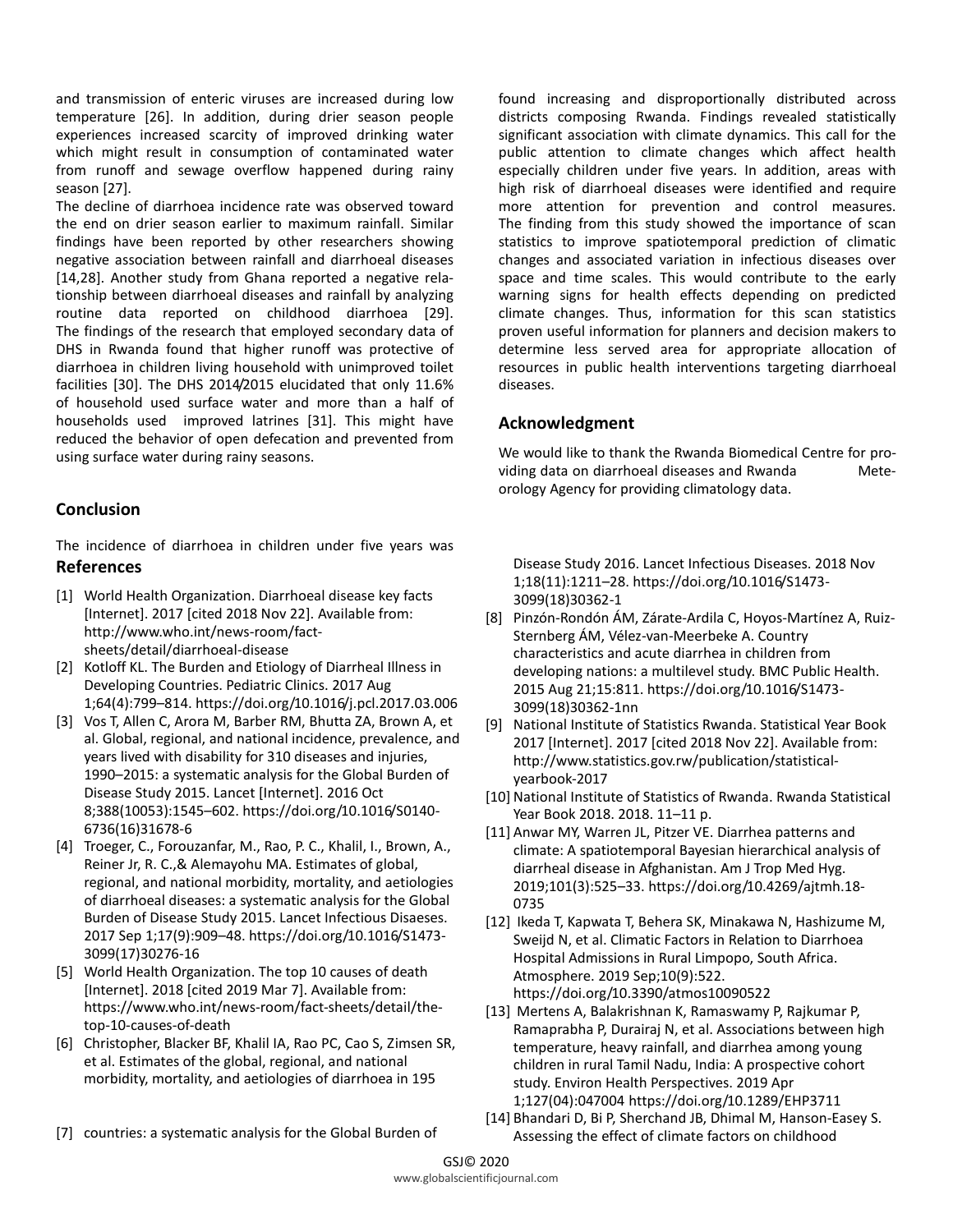and transmission of enteric viruses are increased during low temperature [26]. In addition, during drier season people experiences increased scarcity of improved drinking water which might result in consumption of contaminated water from runoff and sewage overflow happened during rainy season [27].

The decline of diarrhoea incidence rate was observed toward the end on drier season earlier to maximum rainfall. Similar findings have been reported by other researchers showing negative association between rainfall and diarrhoeal diseases [14,28]. Another study from Ghana reported a negative relationship between diarrhoeal diseases and rainfall by analyzing routine data reported on childhood diarrhoea [29]. The findings of the research that employed secondary data of DHS in Rwanda found that higher runoff was protective of diarrhoea in children living household with unimproved toilet facilities [30]. The DHS 2014/2015 elucidated that only 11.6% of household used surface water and more than a half of households used improved latrines [31]. This might have reduced the behavior of open defecation and prevented from using surface water during rainy seasons.

## Conclusion

The incidence of diarrhoea in children under five years was found increasing and disproportionally distributed across districts composing Rwanda. Findings revealed statistically significant association with climate dynamics. This call for the public attention to climate changes which affect health especially children under five years. In addition, areas with high risk of diarrhoeal diseases were identified and require more attention for prevention and control measures. The finding from this study showed the importance of scan statistics to improve spatiotemporal prediction of climatic changes and associated variation in infectious diseases over space and time scales. This would contribute to the early warning signs for health effects depending on predicted climate changes. Thus, information for this scan statistics proven useful information for planners and decision makers to determine less served area for appropriate allocation of resources in public health interventions targeting diarrhoeal diseases.

## Acknowledgment

We would like to thank the Rwanda Biomedical Centre for providing data on diarrhoeal diseases and Rwanda Meteorology Agency for providing climatology data.

## References

[1] World Health Organization. Diarrhoeal disease key facts [Internet]. 2017 [cited 2018 Nov 22]. Available from: http://www.who.int/news-room/fact-sheets/detail/diarrhoeal-disease

[2] Kotloff KL. The Burden and Etiology of Diarrheal Illness in Developing Countries. Pediatric Clinics. 2017 Aug 1;64(4):799–814. https://doi.org/10.1016/j.pcl.2017.03.006

[3] Vos T, Allen C, Arora M, Barber RM, Bhutta ZA, Brown A, et al. Global, regional, and national incidence, prevalence, and years lived with disability for 310 diseases and injuries, 1990–2015: a systematic analysis for the Global Burden of Disease Study 2015. Lancet [Internet]. 2016 Oct 8;388(10053):1545–602. https://doi.org/10.1016/S0140-6736(16)31678-6

[4] Troeger, C., Forouzanfar, M., Rao, P. C., Khalil, I., Brown, A., Reiner Jr, R. C.,& Alemayohu MA. Estimates of global, regional, and national morbidity, mortality, and aetiologies of diarrhoeal diseases: a systematic analysis for the Global Burden of Disease Study 2015. Lancet Infectious Disaeses. 2017 Sep 1;17(9):909–48. https://doi.org/10.1016/S1473-3099(17)30276-16

[5] World Health Organization. The top 10 causes of death [Internet]. 2018 [cited 2019 Mar 7]. Available from: https://www.who.int/news-room/fact-sheets/detail/the-top-10-causes-of-death

[6] Christopher, Blacker BF, Khalil IA, Rao PC, Cao S, Zimsen SR, et al. Estimates of the global, regional, and national morbidity, mortality, and aetiologies of diarrhoea in 195

[7] countries: a systematic analysis for the Global Burden of Disease Study 2016. Lancet Infectious Diseases. 2018 Nov 1;18(11):1211–28. https://doi.org/10.1016/S1473-3099(18)30362-1

[8] Pinzón-Rondón ÁM, Zárate-Ardila C, Hoyos-Martínez A, Ruiz-Sternberg ÁM, Vélez-van-Meerbeke A. Country characteristics and acute diarrhea in children from developing nations: a multilevel study. BMC Public Health. 2015 Aug 21;15:811. https://doi.org/10.1016/S1473-3099(18)30362-1nn

[9] National Institute of Statistics Rwanda. Statistical Year Book 2017 [Internet]. 2017 [cited 2018 Nov 22]. Available from: http://www.statistics.gov.rw/publication/statistical-yearbook-2017

[10] National Institute of Statistics of Rwanda. Rwanda Statistical Year Book 2018. 2018. 11–11 p.

[11] Anwar MY, Warren JL, Pitzer VE. Diarrhea patterns and climate: A spatiotemporal Bayesian hierarchical analysis of diarrheal disease in Afghanistan. Am J Trop Med Hyg. 2019;101(3):525–33. https://doi.org/10.4269/ajtmh.18-0735

[12] Ikeda T, Kapwata T, Behera SK, Minakawa N, Hashizume M, Sweijd N, et al. Climatic Factors in Relation to Diarrhoea Hospital Admissions in Rural Limpopo, South Africa. Atmosphere. 2019 Sep;10(9):522. https://doi.org/10.3390/atmos10090522

[13] Mertens A, Balakrishnan K, Ramaswamy P, Rajkumar P, Ramaprabha P, Durairaj N, et al. Associations between high temperature, heavy rainfall, and diarrhea among young children in rural Tamil Nadu, India: A prospective cohort study. Environ Health Perspectives. 2019 Apr 1;127(04):047004 https://doi.org/10.1289/EHP3711

[14] Bhandari D, Bi P, Sherchand JB, Dhimal M, Hanson-Easey S. Assessing the effect of climate factors on childhood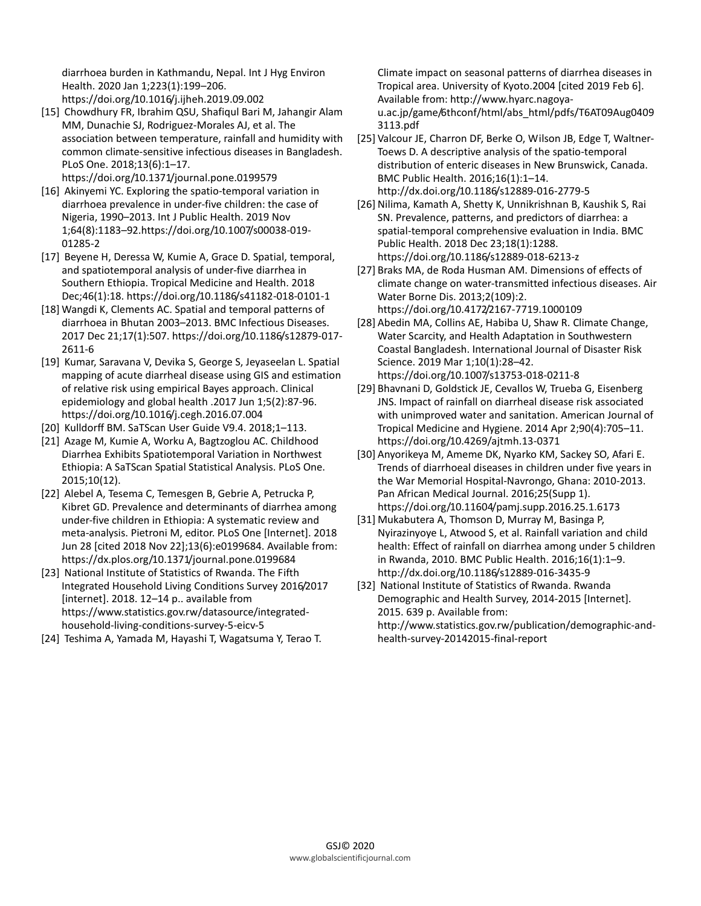diarrhoea burden in Kathmandu, Nepal. Int J Hyg Environ Health. 2020 Jan 1;223(1):199–206. https://doi.org/10.1016/j.ijheh.2019.09.002

[15] Chowdhury FR, Ibrahim QSU, Shafiqul Bari M, Jahangir Alam MM, Dunachie SJ, Rodriguez-Morales AJ, et al. The association between temperature, rainfall and humidity with common climate-sensitive infectious diseases in Bangladesh. PLoS One. 2018;13(6):1–17. https://doi.org/10.1371/journal.pone.0199579

[16] Akinyemi YC. Exploring the spatio-temporal variation in diarrhoea prevalence in under-five children: the case of Nigeria, 1990–2013. Int J Public Health. 2019 Nov 1;64(8):1183–92.https://doi.org/10.1007/s00038-019-01285-2

[17] Beyene H, Deressa W, Kumie A, Grace D. Spatial, temporal, and spatiotemporal analysis of under-five diarrhea in Southern Ethiopia. Tropical Medicine and Health. 2018 Dec;46(1):18. https://doi.org/10.1186/s41182-018-0101-1

[18] Wangdi K, Clements AC. Spatial and temporal patterns of diarrhoea in Bhutan 2003–2013. BMC Infectious Diseases. 2017 Dec 21;17(1):507. https://doi.org/10.1186/s12879-017-2611-6

[19] Kumar, Saravana V, Devika S, George S, Jeyaseelan L. Spatial mapping of acute diarrheal disease using GIS and estimation of relative risk using empirical Bayes approach. Clinical epidemiology and global health .2017 Jun 1;5(2):87-96. https://doi.org/10.1016/j.cegh.2016.07.004

[20] Kulldorff BM. SaTScan User Guide V9.4. 2018;1–113.

[21] Azage M, Kumie A, Worku A, Bagtzoglou AC. Childhood Diarrhea Exhibits Spatiotemporal Variation in Northwest Ethiopia: A SaTScan Spatial Statistical Analysis. PLoS One. 2015;10(12).

[22] Alebel A, Tesema C, Temesgen B, Gebrie A, Petrucka P, Kibret GD. Prevalence and determinants of diarrhea among under-five children in Ethiopia: A systematic review and meta-analysis. Pietroni M, editor. PLoS One [Internet]. 2018 Jun 28 [cited 2018 Nov 22];13(6):e0199684. Available from: https://dx.plos.org/10.1371/journal.pone.0199684

[23] National Institute of Statistics of Rwanda. The Fifth Integrated Household Living Conditions Survey 2016/2017 [internet]. 2018. 12–14 p.. available from https://www.statistics.gov.rw/datasource/integrated-household-living-conditions-survey-5-eicv-5

[24] Teshima A, Yamada M, Hayashi T, Wagatsuma Y, Terao T. Climate impact on seasonal patterns of diarrhea diseases in Tropical area. University of Kyoto.2004 [cited 2019 Feb 6]. Available from: http://www.hyarc.nagoya-u.ac.jp/game/6thconf/html/abs_html/pdfs/T6AT09Aug04093113.pdf

[25] Valcour JE, Charron DF, Berke O, Wilson JB, Edge T, Waltner-Toews D. A descriptive analysis of the spatio-temporal distribution of enteric diseases in New Brunswick, Canada. BMC Public Health. 2016;16(1):1–14. http://dx.doi.org/10.1186/s12889-016-2779-5

[26] Nilima, Kamath A, Shetty K, Unnikrishnan B, Kaushik S, Rai SN. Prevalence, patterns, and predictors of diarrhea: a spatial-temporal comprehensive evaluation in India. BMC Public Health. 2018 Dec 23;18(1):1288. https://doi.org/10.1186/s12889-018-6213-z

[27] Braks MA, de Roda Husman AM. Dimensions of effects of climate change on water-transmitted infectious diseases. Air Water Borne Dis. 2013;2(109):2. https://doi.org/10.4172/2167-7719.1000109

[28] Abedin MA, Collins AE, Habiba U, Shaw R. Climate Change, Water Scarcity, and Health Adaptation in Southwestern Coastal Bangladesh. International Journal of Disaster Risk Science. 2019 Mar 1;10(1):28–42. https://doi.org/10.1007/s13753-018-0211-8

[29] Bhavnani D, Goldstick JE, Cevallos W, Trueba G, Eisenberg JNS. Impact of rainfall on diarrheal disease risk associated with unimproved water and sanitation. American Journal of Tropical Medicine and Hygiene. 2014 Apr 2;90(4):705–11. https://doi.org/10.4269/ajtmh.13-0371

[30] Anyorikeya M, Ameme DK, Nyarko KM, Sackey SO, Afari E. Trends of diarrhoeal diseases in children under five years in the War Memorial Hospital-Navrongo, Ghana: 2010-2013. Pan African Medical Journal. 2016;25(Supp 1). https://doi.org/10.11604/pamj.supp.2016.25.1.6173

[31] Mukabutera A, Thomson D, Murray M, Basinga P, Nyirazinyoye L, Atwood S, et al. Rainfall variation and child health: Effect of rainfall on diarrhea among under 5 children in Rwanda, 2010. BMC Public Health. 2016;16(1):1–9. http://dx.doi.org/10.1186/s12889-016-3435-9

[32] National Institute of Statistics of Rwanda. Rwanda Demographic and Health Survey, 2014-2015 [Internet]. 2015. 639 p. Available from: http://www.statistics.gov.rw/publication/demographic-and-health-survey-20142015-final-report